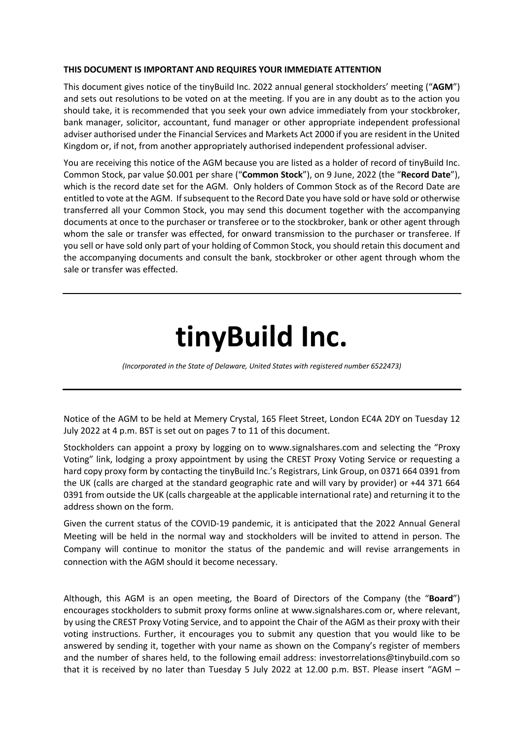**THIS DOCUMENT IS IMPORTANT AND REQUIRES YOUR IMMEDIATE ATTENTION**

This document gives notice of the tinyBuild Inc. 2022 annual general stockholders' meeting ("**AGM**") and sets out resolutions to be voted on at the meeting. If you are in any doubt as to the action you should take, it is recommended that you seek your own advice immediately from your stockbroker, bank manager, solicitor, accountant, fund manager or other appropriate independent professional adviser authorised under the Financial Services and Markets Act 2000 if you are resident in the United Kingdom or, if not, from another appropriately authorised independent professional adviser.

You are receiving this notice of the AGM because you are listed as a holder of record of tinyBuild Inc. Common Stock, par value $0.001 per share ("**Common Stock**"), on 9 June, 2022 (the "**Record Date**"), which is the record date set for the AGM. Only holders of Common Stock as of the Record Date are entitled to vote at the AGM. If subsequent to the Record Date you have sold or have sold or otherwise transferred all your Common Stock, you may send this document together with the accompanying documents at once to the purchaser or transferee or to the stockbroker, bank or other agent through whom the sale or transfer was effected, for onward transmission to the purchaser or transferee. If you sell or have sold only part of your holding of Common Stock, you should retain this document and the accompanying documents and consult the bank, stockbroker or other agent through whom the sale or transfer was effected.

---

# tinyBuild Inc.

*(Incorporated in the State of Delaware, United States with registered number 6522473)*

---

Notice of the AGM to be held at Memery Crystal, 165 Fleet Street, London EC4A 2DY on Tuesday 12 July 2022 at 4 p.m. BST is set out on pages 7 to 11 of this document.

Stockholders can appoint a proxy by logging on to www.signalshares.com and selecting the "Proxy Voting" link, lodging a proxy appointment by using the CREST Proxy Voting Service or requesting a hard copy proxy form by contacting the tinyBuild Inc.'s Registrars, Link Group, on 0371 664 0391 from the UK (calls are charged at the standard geographic rate and will vary by provider) or +44 371 664 0391 from outside the UK (calls chargeable at the applicable international rate) and returning it to the address shown on the form.

Given the current status of the COVID-19 pandemic, it is anticipated that the 2022 Annual General Meeting will be held in the normal way and stockholders will be invited to attend in person. The Company will continue to monitor the status of the pandemic and will revise arrangements in connection with the AGM should it become necessary.

Although, this AGM is an open meeting, the Board of Directors of the Company (the "**Board**") encourages stockholders to submit proxy forms online at www.signalshares.com or, where relevant, by using the CREST Proxy Voting Service, and to appoint the Chair of the AGM as their proxy with their voting instructions. Further, it encourages you to submit any question that you would like to be answered by sending it, together with your name as shown on the Company's register of members and the number of shares held, to the following email address: investorrelations@tinybuild.com so that it is received by no later than Tuesday 5 July 2022 at 12.00 p.m. BST. Please insert "AGM –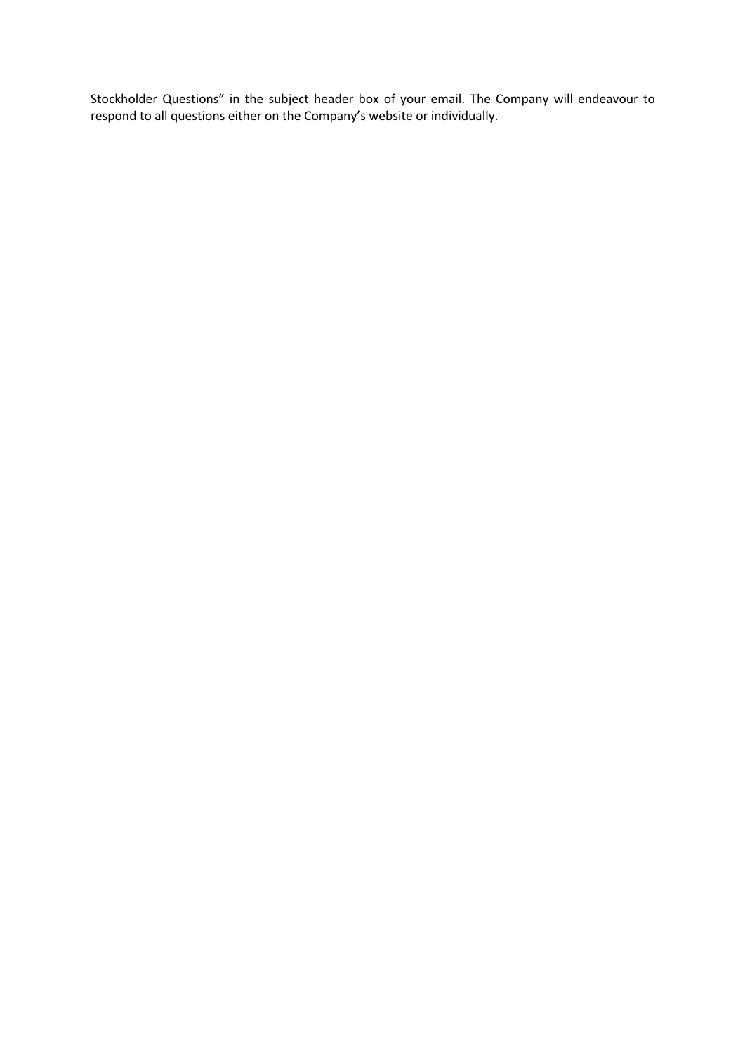Stockholder Questions” in the subject header box of your email. The Company will endeavour to respond to all questions either on the Company’s website or individually.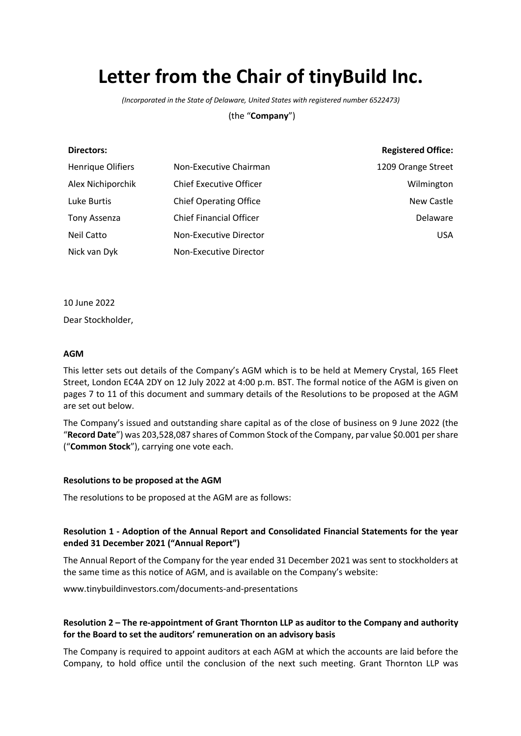# Letter from the Chair of tinyBuild Inc.

*(Incorporated in the State of Delaware, United States with registered number 6522473)*

(the "**Company**")

| **Directors:** | | **Registered Office:** |
|---|---|---|
| Henrique Olifiers | Non-Executive Chairman | 1209 Orange Street |
| Alex Nichiporchik | Chief Executive Officer | Wilmington |
| Luke Burtis | Chief Operating Office | New Castle |
| Tony Assenza | Chief Financial Officer | Delaware |
| Neil Catto | Non-Executive Director | USA |
| Nick van Dyk | Non-Executive Director | |

10 June 2022

Dear Stockholder,

**AGM**

This letter sets out details of the Company's AGM which is to be held at Memery Crystal, 165 Fleet Street, London EC4A 2DY on 12 July 2022 at 4:00 p.m. BST. The formal notice of the AGM is given on pages 7 to 11 of this document and summary details of the Resolutions to be proposed at the AGM are set out below.

The Company's issued and outstanding share capital as of the close of business on 9 June 2022 (the "**Record Date**") was 203,528,087 shares of Common Stock of the Company, par value $0.001 per share ("**Common Stock**"), carrying one vote each.

**Resolutions to be proposed at the AGM**

The resolutions to be proposed at the AGM are as follows:

**Resolution 1 - Adoption of the Annual Report and Consolidated Financial Statements for the year ended 31 December 2021 ("Annual Report")**

The Annual Report of the Company for the year ended 31 December 2021 was sent to stockholders at the same time as this notice of AGM, and is available on the Company's website:

www.tinybuildinvestors.com/documents-and-presentations

**Resolution 2 – The re-appointment of Grant Thornton LLP as auditor to the Company and authority for the Board to set the auditors' remuneration on an advisory basis**

The Company is required to appoint auditors at each AGM at which the accounts are laid before the Company, to hold office until the conclusion of the next such meeting. Grant Thornton LLP was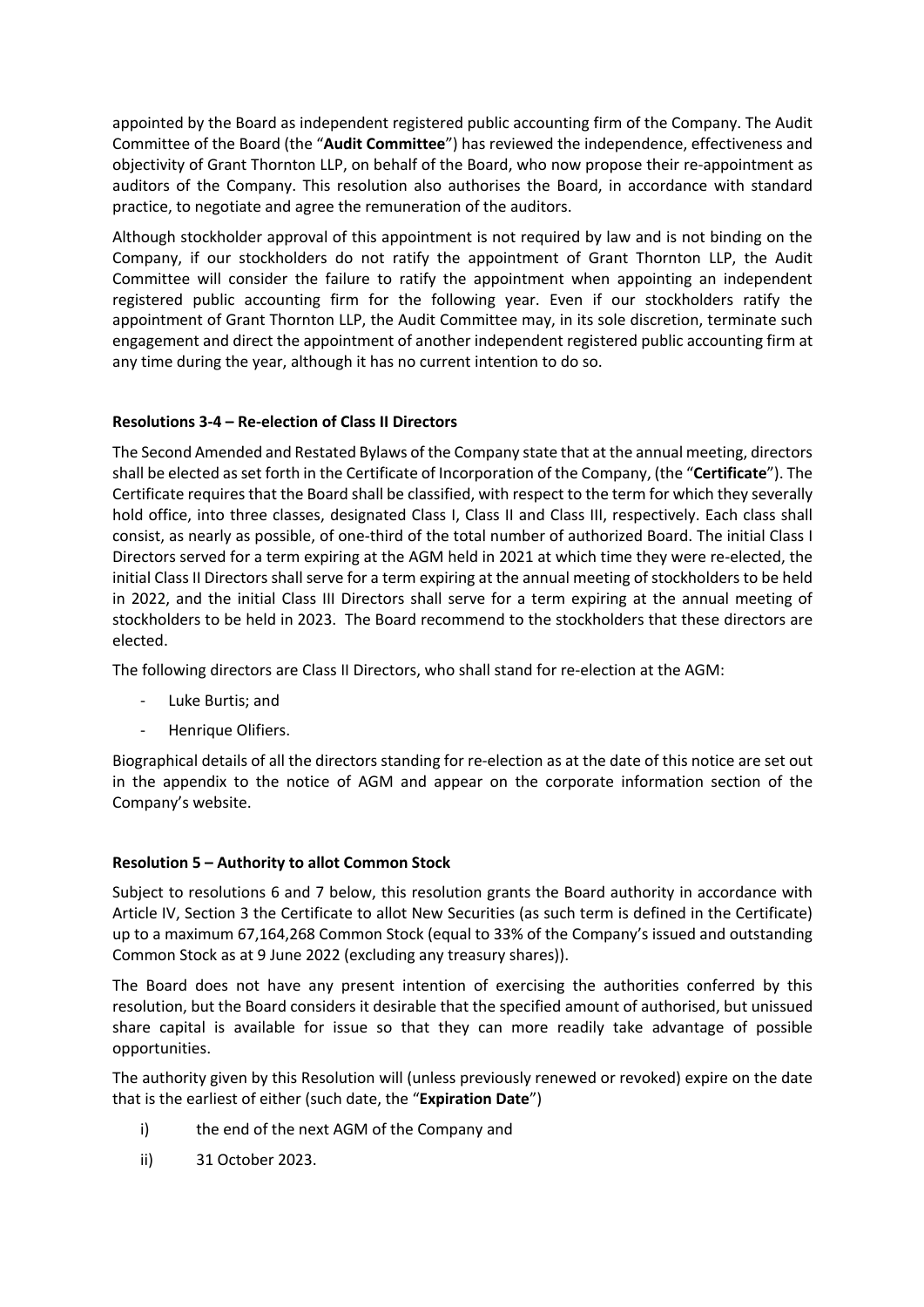appointed by the Board as independent registered public accounting firm of the Company. The Audit Committee of the Board (the "**Audit Committee**") has reviewed the independence, effectiveness and objectivity of Grant Thornton LLP, on behalf of the Board, who now propose their re-appointment as auditors of the Company. This resolution also authorises the Board, in accordance with standard practice, to negotiate and agree the remuneration of the auditors.

Although stockholder approval of this appointment is not required by law and is not binding on the Company, if our stockholders do not ratify the appointment of Grant Thornton LLP, the Audit Committee will consider the failure to ratify the appointment when appointing an independent registered public accounting firm for the following year. Even if our stockholders ratify the appointment of Grant Thornton LLP, the Audit Committee may, in its sole discretion, terminate such engagement and direct the appointment of another independent registered public accounting firm at any time during the year, although it has no current intention to do so.

**Resolutions 3-4 – Re-election of Class II Directors**

The Second Amended and Restated Bylaws of the Company state that at the annual meeting, directors shall be elected as set forth in the Certificate of Incorporation of the Company, (the "**Certificate**"). The Certificate requires that the Board shall be classified, with respect to the term for which they severally hold office, into three classes, designated Class I, Class II and Class III, respectively. Each class shall consist, as nearly as possible, of one-third of the total number of authorized Board. The initial Class I Directors served for a term expiring at the AGM held in 2021 at which time they were re-elected, the initial Class II Directors shall serve for a term expiring at the annual meeting of stockholders to be held in 2022, and the initial Class III Directors shall serve for a term expiring at the annual meeting of stockholders to be held in 2023. The Board recommend to the stockholders that these directors are elected.

The following directors are Class II Directors, who shall stand for re-election at the AGM:

- Luke Burtis; and
- Henrique Olifiers.

Biographical details of all the directors standing for re-election as at the date of this notice are set out in the appendix to the notice of AGM and appear on the corporate information section of the Company's website.

**Resolution 5 – Authority to allot Common Stock**

Subject to resolutions 6 and 7 below, this resolution grants the Board authority in accordance with Article IV, Section 3 the Certificate to allot New Securities (as such term is defined in the Certificate) up to a maximum 67,164,268 Common Stock (equal to 33% of the Company's issued and outstanding Common Stock as at 9 June 2022 (excluding any treasury shares)).

The Board does not have any present intention of exercising the authorities conferred by this resolution, but the Board considers it desirable that the specified amount of authorised, but unissued share capital is available for issue so that they can more readily take advantage of possible opportunities.

The authority given by this Resolution will (unless previously renewed or revoked) expire on the date that is the earliest of either (such date, the "**Expiration Date**")

i) the end of the next AGM of the Company and

ii) 31 October 2023.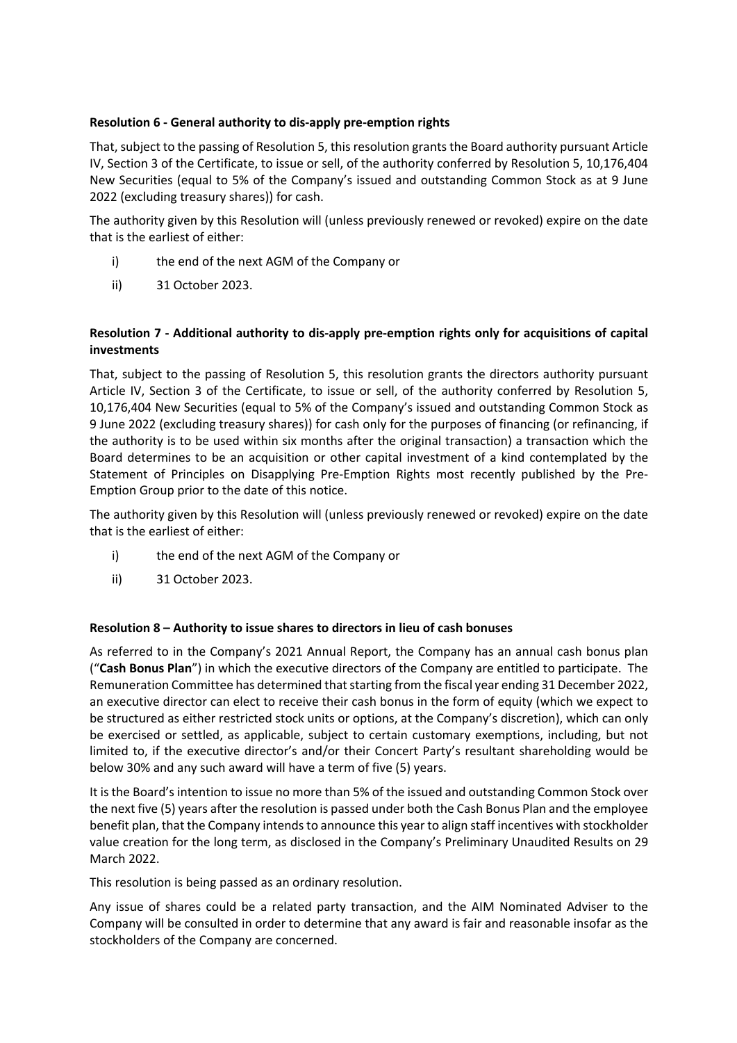**Resolution 6 - General authority to dis-apply pre-emption rights**

That, subject to the passing of Resolution 5, this resolution grants the Board authority pursuant Article IV, Section 3 of the Certificate, to issue or sell, of the authority conferred by Resolution 5, 10,176,404 New Securities (equal to 5% of the Company's issued and outstanding Common Stock as at 9 June 2022 (excluding treasury shares)) for cash.

The authority given by this Resolution will (unless previously renewed or revoked) expire on the date that is the earliest of either:

i) the end of the next AGM of the Company or

ii) 31 October 2023.

**Resolution 7 - Additional authority to dis-apply pre-emption rights only for acquisitions of capital investments**

That, subject to the passing of Resolution 5, this resolution grants the directors authority pursuant Article IV, Section 3 of the Certificate, to issue or sell, of the authority conferred by Resolution 5, 10,176,404 New Securities (equal to 5% of the Company's issued and outstanding Common Stock as 9 June 2022 (excluding treasury shares)) for cash only for the purposes of financing (or refinancing, if the authority is to be used within six months after the original transaction) a transaction which the Board determines to be an acquisition or other capital investment of a kind contemplated by the Statement of Principles on Disapplying Pre-Emption Rights most recently published by the Pre-Emption Group prior to the date of this notice.

The authority given by this Resolution will (unless previously renewed or revoked) expire on the date that is the earliest of either:

i) the end of the next AGM of the Company or

ii) 31 October 2023.

**Resolution 8 – Authority to issue shares to directors in lieu of cash bonuses**

As referred to in the Company's 2021 Annual Report, the Company has an annual cash bonus plan ("**Cash Bonus Plan**") in which the executive directors of the Company are entitled to participate. The Remuneration Committee has determined that starting from the fiscal year ending 31 December 2022, an executive director can elect to receive their cash bonus in the form of equity (which we expect to be structured as either restricted stock units or options, at the Company's discretion), which can only be exercised or settled, as applicable, subject to certain customary exemptions, including, but not limited to, if the executive director's and/or their Concert Party's resultant shareholding would be below 30% and any such award will have a term of five (5) years.

It is the Board's intention to issue no more than 5% of the issued and outstanding Common Stock over the next five (5) years after the resolution is passed under both the Cash Bonus Plan and the employee benefit plan, that the Company intends to announce this year to align staff incentives with stockholder value creation for the long term, as disclosed in the Company's Preliminary Unaudited Results on 29 March 2022.

This resolution is being passed as an ordinary resolution.

Any issue of shares could be a related party transaction, and the AIM Nominated Adviser to the Company will be consulted in order to determine that any award is fair and reasonable insofar as the stockholders of the Company are concerned.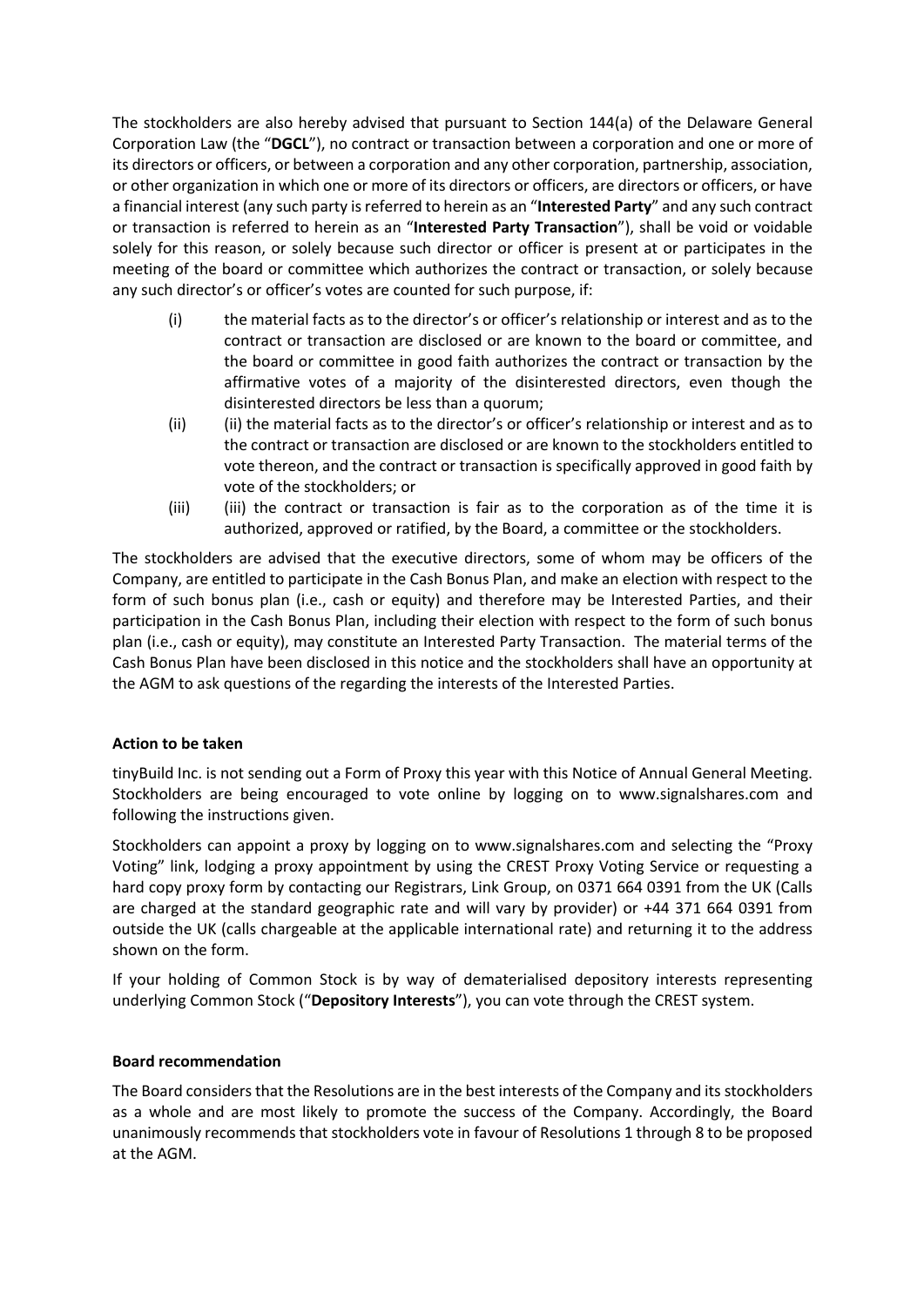The stockholders are also hereby advised that pursuant to Section 144(a) of the Delaware General Corporation Law (the "**DGCL**"), no contract or transaction between a corporation and one or more of its directors or officers, or between a corporation and any other corporation, partnership, association, or other organization in which one or more of its directors or officers, are directors or officers, or have a financial interest (any such party is referred to herein as an "**Interested Party**" and any such contract or transaction is referred to herein as an "**Interested Party Transaction**"), shall be void or voidable solely for this reason, or solely because such director or officer is present at or participates in the meeting of the board or committee which authorizes the contract or transaction, or solely because any such director's or officer's votes are counted for such purpose, if:

(i) the material facts as to the director's or officer's relationship or interest and as to the contract or transaction are disclosed or are known to the board or committee, and the board or committee in good faith authorizes the contract or transaction by the affirmative votes of a majority of the disinterested directors, even though the disinterested directors be less than a quorum;

(ii) (ii) the material facts as to the director's or officer's relationship or interest and as to the contract or transaction are disclosed or are known to the stockholders entitled to vote thereon, and the contract or transaction is specifically approved in good faith by vote of the stockholders; or

(iii) (iii) the contract or transaction is fair as to the corporation as of the time it is authorized, approved or ratified, by the Board, a committee or the stockholders.

The stockholders are advised that the executive directors, some of whom may be officers of the Company, are entitled to participate in the Cash Bonus Plan, and make an election with respect to the form of such bonus plan (i.e., cash or equity) and therefore may be Interested Parties, and their participation in the Cash Bonus Plan, including their election with respect to the form of such bonus plan (i.e., cash or equity), may constitute an Interested Party Transaction. The material terms of the Cash Bonus Plan have been disclosed in this notice and the stockholders shall have an opportunity at the AGM to ask questions of the regarding the interests of the Interested Parties.

**Action to be taken**

tinyBuild Inc. is not sending out a Form of Proxy this year with this Notice of Annual General Meeting. Stockholders are being encouraged to vote online by logging on to www.signalshares.com and following the instructions given.

Stockholders can appoint a proxy by logging on to www.signalshares.com and selecting the "Proxy Voting" link, lodging a proxy appointment by using the CREST Proxy Voting Service or requesting a hard copy proxy form by contacting our Registrars, Link Group, on 0371 664 0391 from the UK (Calls are charged at the standard geographic rate and will vary by provider) or +44 371 664 0391 from outside the UK (calls chargeable at the applicable international rate) and returning it to the address shown on the form.

If your holding of Common Stock is by way of dematerialised depository interests representing underlying Common Stock ("**Depository Interests**"), you can vote through the CREST system.

**Board recommendation**

The Board considers that the Resolutions are in the best interests of the Company and its stockholders as a whole and are most likely to promote the success of the Company. Accordingly, the Board unanimously recommends that stockholders vote in favour of Resolutions 1 through 8 to be proposed at the AGM.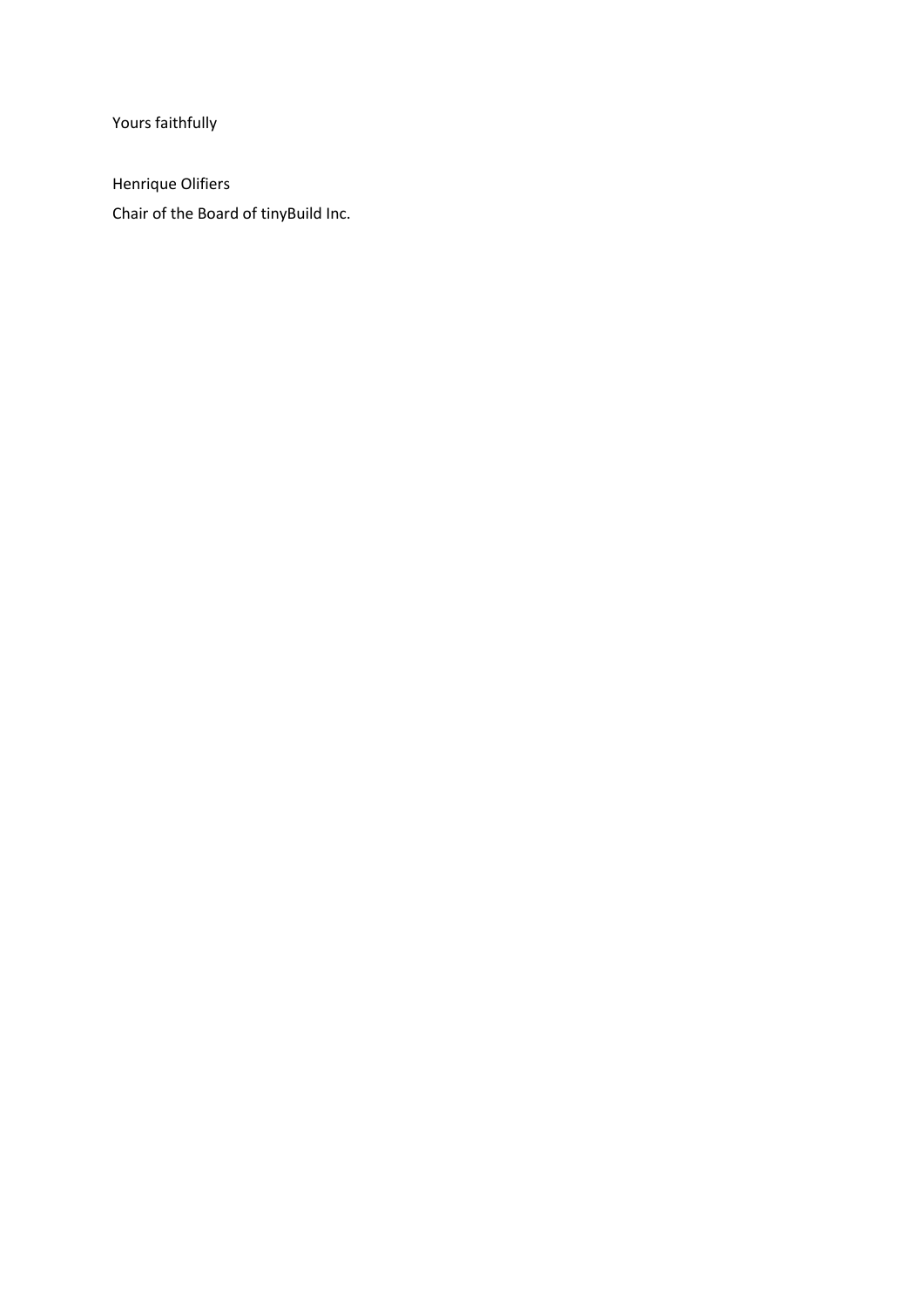Yours faithfully

Henrique Olifiers

Chair of the Board of tinyBuild Inc.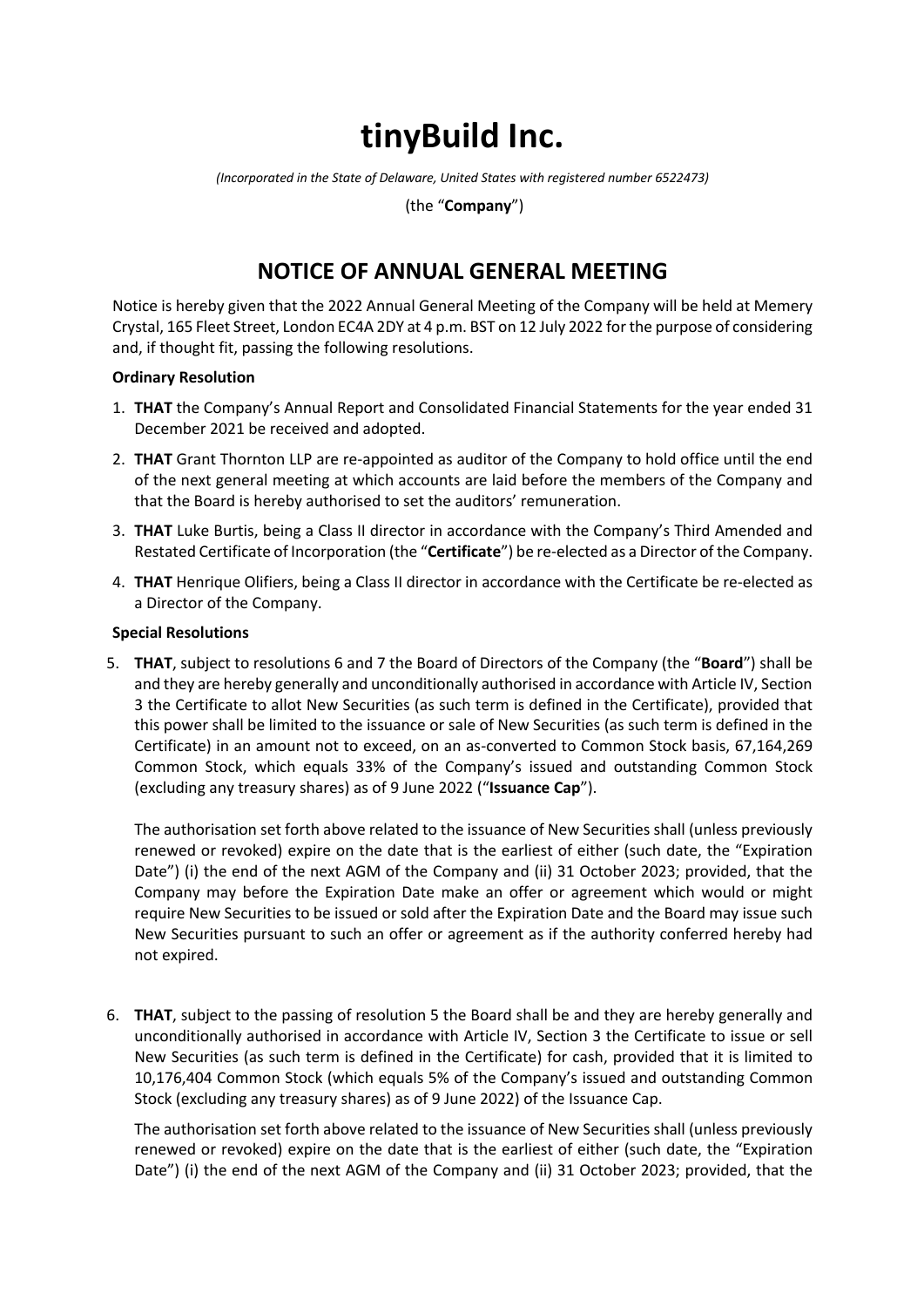# tinyBuild Inc.

*(Incorporated in the State of Delaware, United States with registered number 6522473)*

(the "**Company**")

## NOTICE OF ANNUAL GENERAL MEETING

Notice is hereby given that the 2022 Annual General Meeting of the Company will be held at Memery Crystal, 165 Fleet Street, London EC4A 2DY at 4 p.m. BST on 12 July 2022 for the purpose of considering and, if thought fit, passing the following resolutions.

**Ordinary Resolution**

1. **THAT** the Company's Annual Report and Consolidated Financial Statements for the year ended 31 December 2021 be received and adopted.
2. **THAT** Grant Thornton LLP are re-appointed as auditor of the Company to hold office until the end of the next general meeting at which accounts are laid before the members of the Company and that the Board is hereby authorised to set the auditors' remuneration.
3. **THAT** Luke Burtis, being a Class II director in accordance with the Company's Third Amended and Restated Certificate of Incorporation (the "**Certificate**") be re-elected as a Director of the Company.
4. **THAT** Henrique Olifiers, being a Class II director in accordance with the Certificate be re-elected as a Director of the Company.

**Special Resolutions**

5. **THAT**, subject to resolutions 6 and 7 the Board of Directors of the Company (the "**Board**") shall be and they are hereby generally and unconditionally authorised in accordance with Article IV, Section 3 the Certificate to allot New Securities (as such term is defined in the Certificate), provided that this power shall be limited to the issuance or sale of New Securities (as such term is defined in the Certificate) in an amount not to exceed, on an as-converted to Common Stock basis, 67,164,269 Common Stock, which equals 33% of the Company's issued and outstanding Common Stock (excluding any treasury shares) as of 9 June 2022 ("**Issuance Cap**").

   The authorisation set forth above related to the issuance of New Securities shall (unless previously renewed or revoked) expire on the date that is the earliest of either (such date, the "Expiration Date") (i) the end of the next AGM of the Company and (ii) 31 October 2023; provided, that the Company may before the Expiration Date make an offer or agreement which would or might require New Securities to be issued or sold after the Expiration Date and the Board may issue such New Securities pursuant to such an offer or agreement as if the authority conferred hereby had not expired.

6. **THAT**, subject to the passing of resolution 5 the Board shall be and they are hereby generally and unconditionally authorised in accordance with Article IV, Section 3 the Certificate to issue or sell New Securities (as such term is defined in the Certificate) for cash, provided that it is limited to 10,176,404 Common Stock (which equals 5% of the Company's issued and outstanding Common Stock (excluding any treasury shares) as of 9 June 2022) of the Issuance Cap.

   The authorisation set forth above related to the issuance of New Securities shall (unless previously renewed or revoked) expire on the date that is the earliest of either (such date, the "Expiration Date") (i) the end of the next AGM of the Company and (ii) 31 October 2023; provided, that the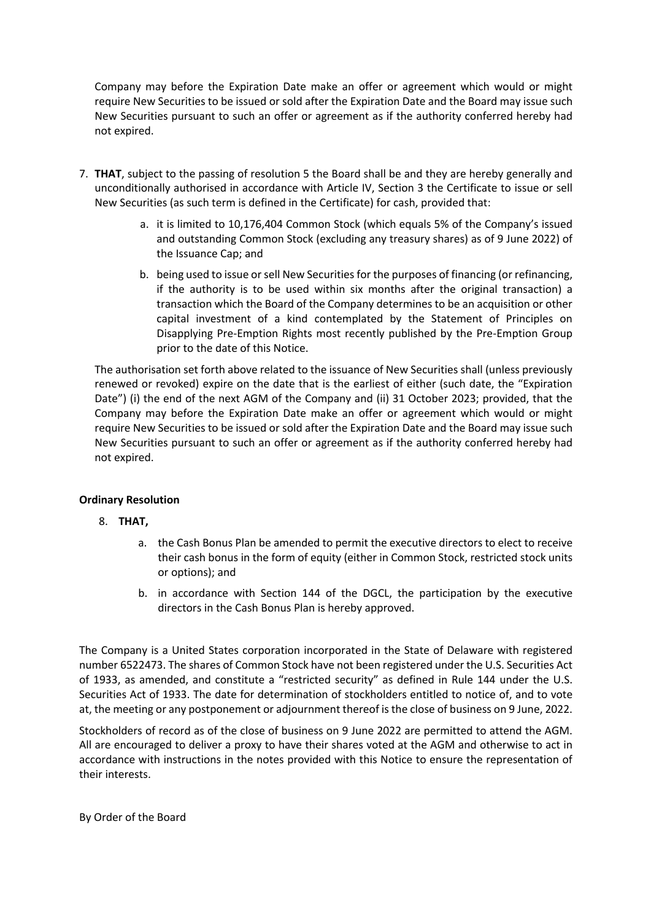Company may before the Expiration Date make an offer or agreement which would or might require New Securities to be issued or sold after the Expiration Date and the Board may issue such New Securities pursuant to such an offer or agreement as if the authority conferred hereby had not expired.

7. **THAT**, subject to the passing of resolution 5 the Board shall be and they are hereby generally and unconditionally authorised in accordance with Article IV, Section 3 the Certificate to issue or sell New Securities (as such term is defined in the Certificate) for cash, provided that:

    a. it is limited to 10,176,404 Common Stock (which equals 5% of the Company's issued and outstanding Common Stock (excluding any treasury shares) as of 9 June 2022) of the Issuance Cap; and

    b. being used to issue or sell New Securities for the purposes of financing (or refinancing, if the authority is to be used within six months after the original transaction) a transaction which the Board of the Company determines to be an acquisition or other capital investment of a kind contemplated by the Statement of Principles on Disapplying Pre-Emption Rights most recently published by the Pre-Emption Group prior to the date of this Notice.

    The authorisation set forth above related to the issuance of New Securities shall (unless previously renewed or revoked) expire on the date that is the earliest of either (such date, the "Expiration Date") (i) the end of the next AGM of the Company and (ii) 31 October 2023; provided, that the Company may before the Expiration Date make an offer or agreement which would or might require New Securities to be issued or sold after the Expiration Date and the Board may issue such New Securities pursuant to such an offer or agreement as if the authority conferred hereby had not expired.

**Ordinary Resolution**

8. **THAT,**

    a. the Cash Bonus Plan be amended to permit the executive directors to elect to receive their cash bonus in the form of equity (either in Common Stock, restricted stock units or options); and

    b. in accordance with Section 144 of the DGCL, the participation by the executive directors in the Cash Bonus Plan is hereby approved.

The Company is a United States corporation incorporated in the State of Delaware with registered number 6522473. The shares of Common Stock have not been registered under the U.S. Securities Act of 1933, as amended, and constitute a "restricted security" as defined in Rule 144 under the U.S. Securities Act of 1933. The date for determination of stockholders entitled to notice of, and to vote at, the meeting or any postponement or adjournment thereof is the close of business on 9 June, 2022.

Stockholders of record as of the close of business on 9 June 2022 are permitted to attend the AGM. All are encouraged to deliver a proxy to have their shares voted at the AGM and otherwise to act in accordance with instructions in the notes provided with this Notice to ensure the representation of their interests.

By Order of the Board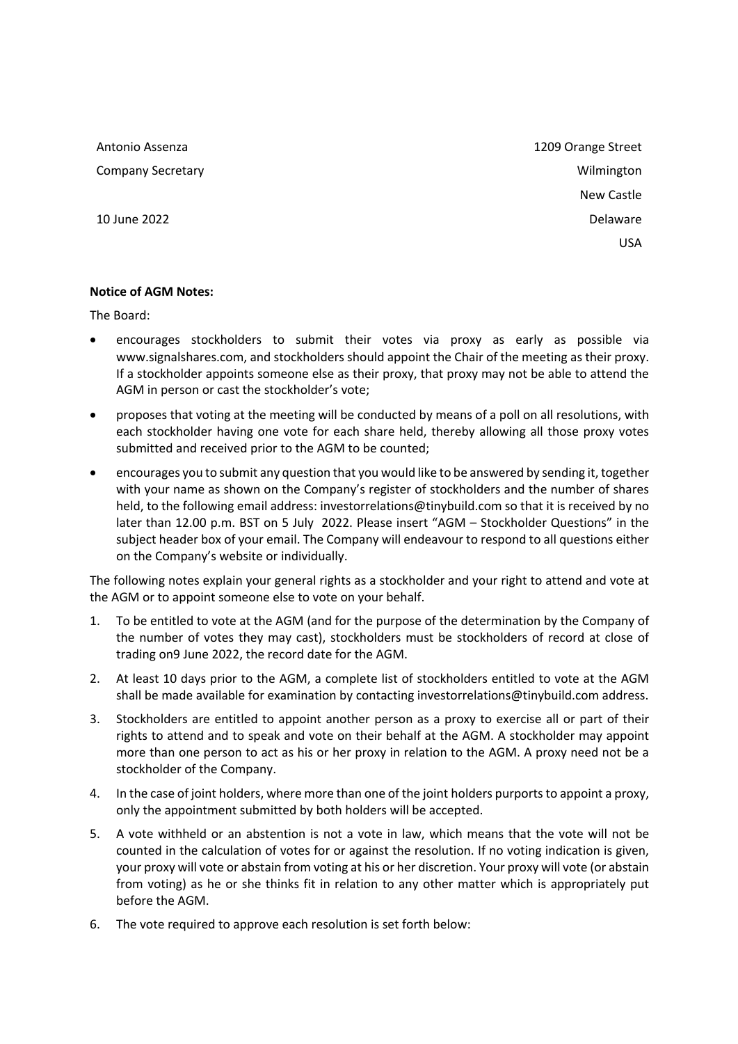Antonio Assenza
Company Secretary

10 June 2022

1209 Orange Street
Wilmington
New Castle
Delaware
USA

**Notice of AGM Notes:**

The Board:

- encourages stockholders to submit their votes via proxy as early as possible via www.signalshares.com, and stockholders should appoint the Chair of the meeting as their proxy. If a stockholder appoints someone else as their proxy, that proxy may not be able to attend the AGM in person or cast the stockholder's vote;
- proposes that voting at the meeting will be conducted by means of a poll on all resolutions, with each stockholder having one vote for each share held, thereby allowing all those proxy votes submitted and received prior to the AGM to be counted;
- encourages you to submit any question that you would like to be answered by sending it, together with your name as shown on the Company's register of stockholders and the number of shares held, to the following email address: investorrelations@tinybuild.com so that it is received by no later than 12.00 p.m. BST on 5 July 2022. Please insert "AGM – Stockholder Questions" in the subject header box of your email. The Company will endeavour to respond to all questions either on the Company's website or individually.

The following notes explain your general rights as a stockholder and your right to attend and vote at the AGM or to appoint someone else to vote on your behalf.

1. To be entitled to vote at the AGM (and for the purpose of the determination by the Company of the number of votes they may cast), stockholders must be stockholders of record at close of trading on9 June 2022, the record date for the AGM.
2. At least 10 days prior to the AGM, a complete list of stockholders entitled to vote at the AGM shall be made available for examination by contacting investorrelations@tinybuild.com address.
3. Stockholders are entitled to appoint another person as a proxy to exercise all or part of their rights to attend and to speak and vote on their behalf at the AGM. A stockholder may appoint more than one person to act as his or her proxy in relation to the AGM. A proxy need not be a stockholder of the Company.
4. In the case of joint holders, where more than one of the joint holders purports to appoint a proxy, only the appointment submitted by both holders will be accepted.
5. A vote withheld or an abstention is not a vote in law, which means that the vote will not be counted in the calculation of votes for or against the resolution. If no voting indication is given, your proxy will vote or abstain from voting at his or her discretion. Your proxy will vote (or abstain from voting) as he or she thinks fit in relation to any other matter which is appropriately put before the AGM.
6. The vote required to approve each resolution is set forth below: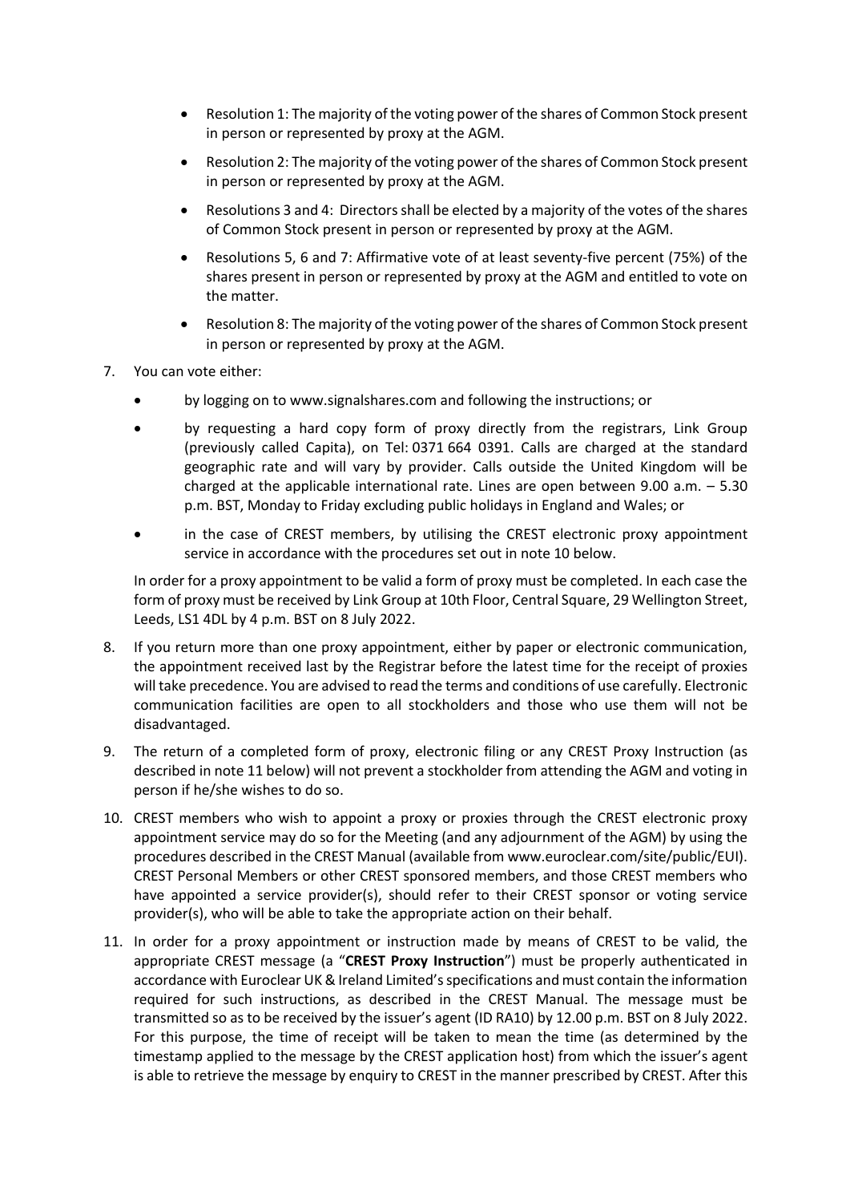- Resolution 1: The majority of the voting power of the shares of Common Stock present in person or represented by proxy at the AGM.
- Resolution 2: The majority of the voting power of the shares of Common Stock present in person or represented by proxy at the AGM.
- Resolutions 3 and 4: Directors shall be elected by a majority of the votes of the shares of Common Stock present in person or represented by proxy at the AGM.
- Resolutions 5, 6 and 7: Affirmative vote of at least seventy-five percent (75%) of the shares present in person or represented by proxy at the AGM and entitled to vote on the matter.
- Resolution 8: The majority of the voting power of the shares of Common Stock present in person or represented by proxy at the AGM.

7. You can vote either:

   - by logging on to www.signalshares.com and following the instructions; or
   - by requesting a hard copy form of proxy directly from the registrars, Link Group (previously called Capita), on Tel: 0371 664 0391. Calls are charged at the standard geographic rate and will vary by provider. Calls outside the United Kingdom will be charged at the applicable international rate. Lines are open between 9.00 a.m. – 5.30 p.m. BST, Monday to Friday excluding public holidays in England and Wales; or
   - in the case of CREST members, by utilising the CREST electronic proxy appointment service in accordance with the procedures set out in note 10 below.

   In order for a proxy appointment to be valid a form of proxy must be completed. In each case the form of proxy must be received by Link Group at 10th Floor, Central Square, 29 Wellington Street, Leeds, LS1 4DL by 4 p.m. BST on 8 July 2022.

8. If you return more than one proxy appointment, either by paper or electronic communication, the appointment received last by the Registrar before the latest time for the receipt of proxies will take precedence. You are advised to read the terms and conditions of use carefully. Electronic communication facilities are open to all stockholders and those who use them will not be disadvantaged.

9. The return of a completed form of proxy, electronic filing or any CREST Proxy Instruction (as described in note 11 below) will not prevent a stockholder from attending the AGM and voting in person if he/she wishes to do so.

10. CREST members who wish to appoint a proxy or proxies through the CREST electronic proxy appointment service may do so for the Meeting (and any adjournment of the AGM) by using the procedures described in the CREST Manual (available from www.euroclear.com/site/public/EUI). CREST Personal Members or other CREST sponsored members, and those CREST members who have appointed a service provider(s), should refer to their CREST sponsor or voting service provider(s), who will be able to take the appropriate action on their behalf.

11. In order for a proxy appointment or instruction made by means of CREST to be valid, the appropriate CREST message (a "**CREST Proxy Instruction**") must be properly authenticated in accordance with Euroclear UK & Ireland Limited's specifications and must contain the information required for such instructions, as described in the CREST Manual. The message must be transmitted so as to be received by the issuer's agent (ID RA10) by 12.00 p.m. BST on 8 July 2022. For this purpose, the time of receipt will be taken to mean the time (as determined by the timestamp applied to the message by the CREST application host) from which the issuer's agent is able to retrieve the message by enquiry to CREST in the manner prescribed by CREST. After this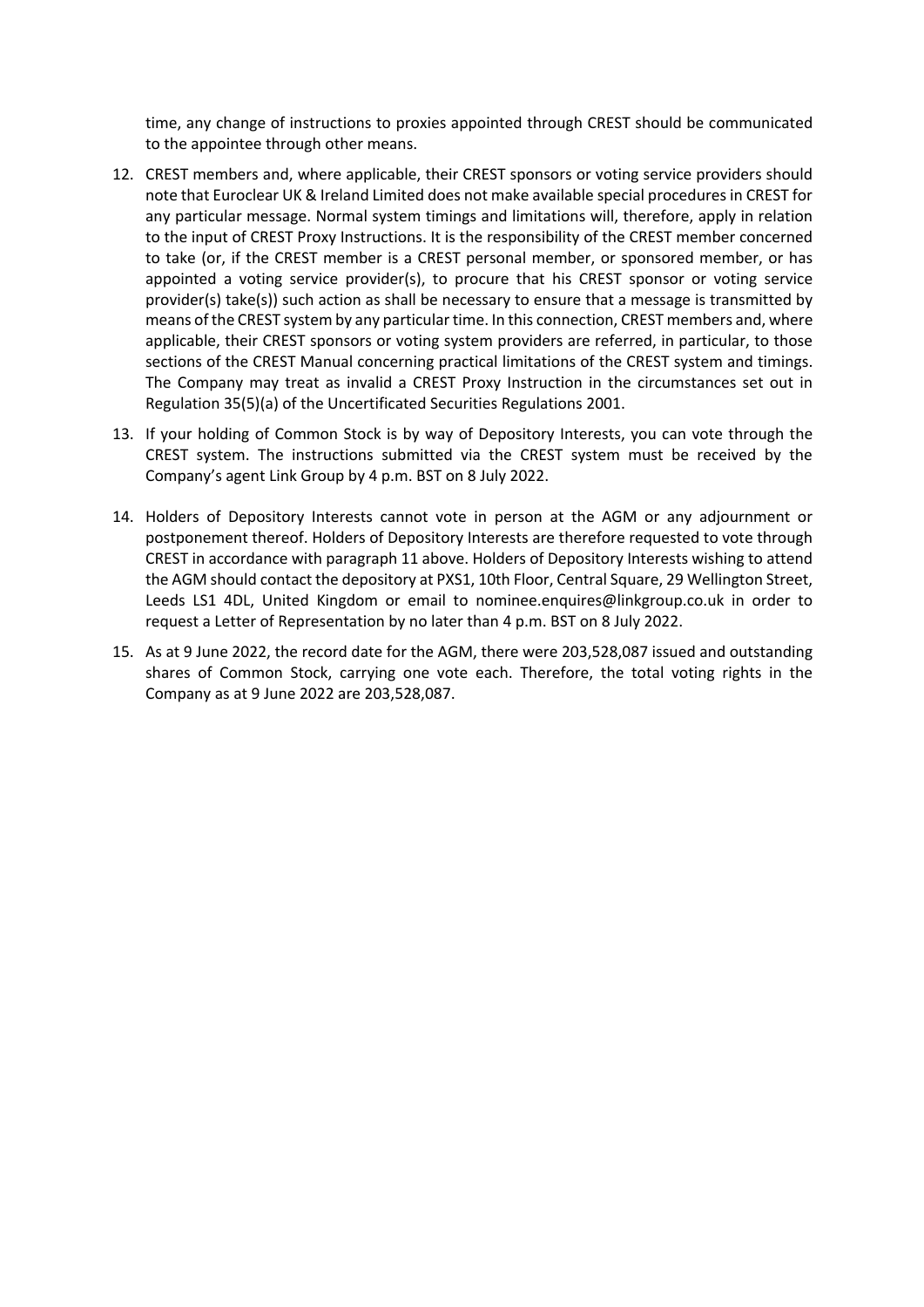time, any change of instructions to proxies appointed through CREST should be communicated to the appointee through other means.

12. CREST members and, where applicable, their CREST sponsors or voting service providers should note that Euroclear UK & Ireland Limited does not make available special procedures in CREST for any particular message. Normal system timings and limitations will, therefore, apply in relation to the input of CREST Proxy Instructions. It is the responsibility of the CREST member concerned to take (or, if the CREST member is a CREST personal member, or sponsored member, or has appointed a voting service provider(s), to procure that his CREST sponsor or voting service provider(s) take(s)) such action as shall be necessary to ensure that a message is transmitted by means of the CREST system by any particular time. In this connection, CREST members and, where applicable, their CREST sponsors or voting system providers are referred, in particular, to those sections of the CREST Manual concerning practical limitations of the CREST system and timings. The Company may treat as invalid a CREST Proxy Instruction in the circumstances set out in Regulation 35(5)(a) of the Uncertificated Securities Regulations 2001.

13. If your holding of Common Stock is by way of Depository Interests, you can vote through the CREST system. The instructions submitted via the CREST system must be received by the Company's agent Link Group by 4 p.m. BST on 8 July 2022.

14. Holders of Depository Interests cannot vote in person at the AGM or any adjournment or postponement thereof. Holders of Depository Interests are therefore requested to vote through CREST in accordance with paragraph 11 above. Holders of Depository Interests wishing to attend the AGM should contact the depository at PXS1, 10th Floor, Central Square, 29 Wellington Street, Leeds LS1 4DL, United Kingdom or email to nominee.enquires@linkgroup.co.uk in order to request a Letter of Representation by no later than 4 p.m. BST on 8 July 2022.

15. As at 9 June 2022, the record date for the AGM, there were 203,528,087 issued and outstanding shares of Common Stock, carrying one vote each. Therefore, the total voting rights in the Company as at 9 June 2022 are 203,528,087.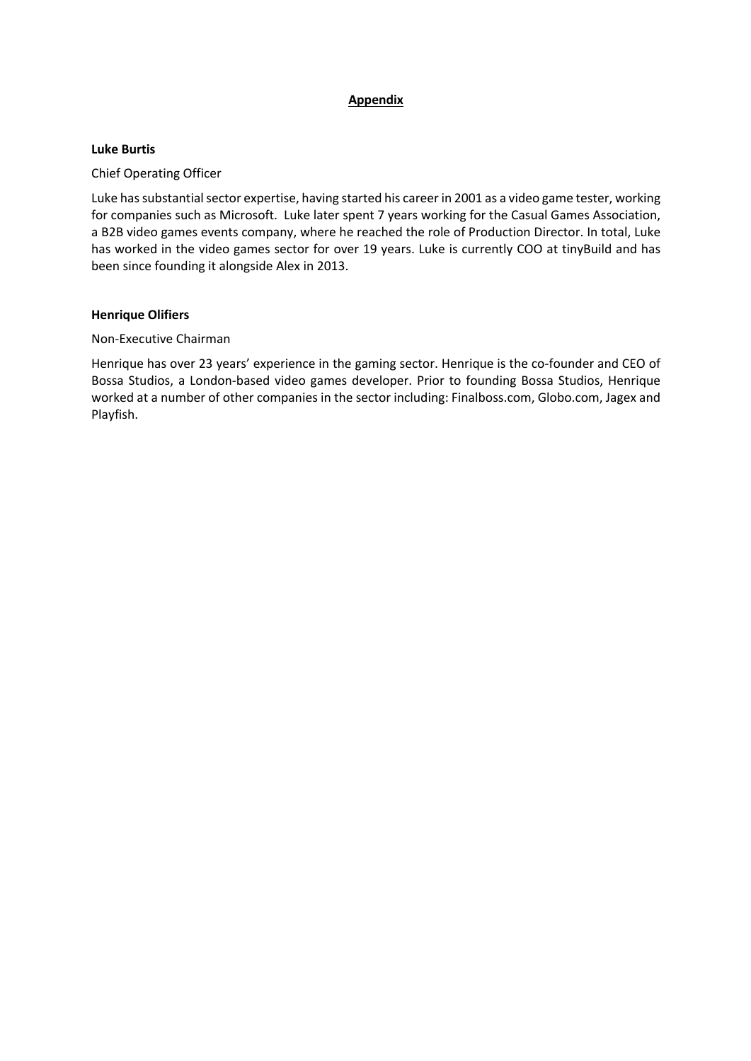## Appendix

**Luke Burtis**

Chief Operating Officer

Luke has substantial sector expertise, having started his career in 2001 as a video game tester, working for companies such as Microsoft. Luke later spent 7 years working for the Casual Games Association, a B2B video games events company, where he reached the role of Production Director. In total, Luke has worked in the video games sector for over 19 years. Luke is currently COO at tinyBuild and has been since founding it alongside Alex in 2013.

**Henrique Olifiers**

Non-Executive Chairman

Henrique has over 23 years' experience in the gaming sector. Henrique is the co-founder and CEO of Bossa Studios, a London-based video games developer. Prior to founding Bossa Studios, Henrique worked at a number of other companies in the sector including: Finalboss.com, Globo.com, Jagex and Playfish.